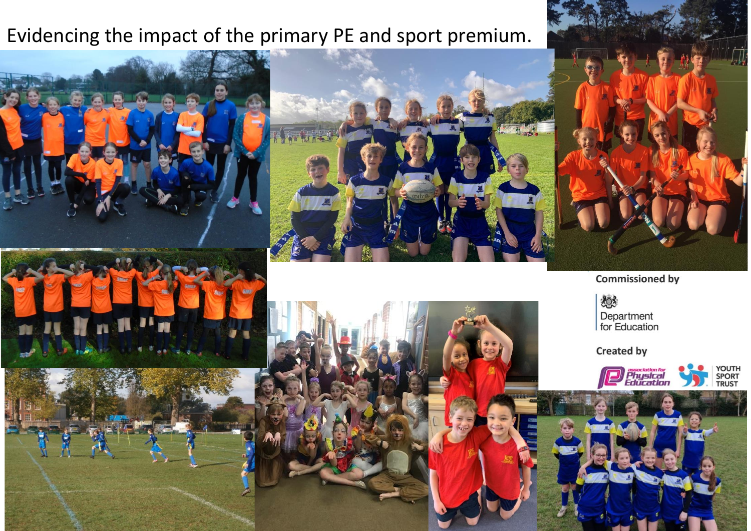# Evidencing the impact of the primary PE and sport premium.

Commissioned by

Department for Education

Created by

association for Physical Education

YOUTH SPORT TRUST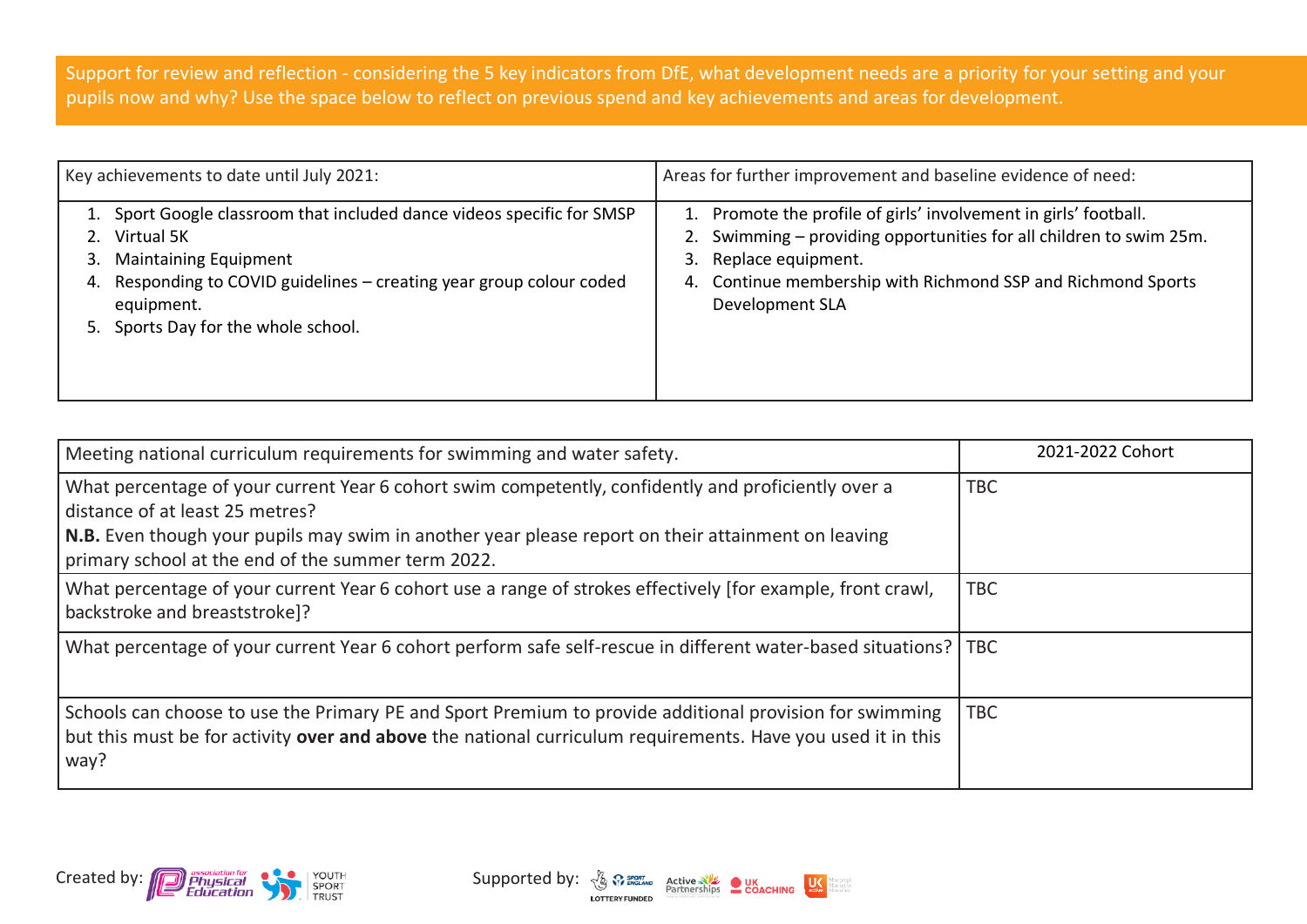Support for review and reflection - considering the 5 key indicators from DfE, what development needs are a priority for your setting and your pupils now and why? Use the space below to reflect on previous spend and key achievements and areas for development.

| Key achievements to date until July 2021: | Areas for further improvement and baseline evidence of need: |
| --- | --- |
| 1. Sport Google classroom that included dance videos specific for SMSP<br>2. Virtual 5K<br>3. Maintaining Equipment<br>4. Responding to COVID guidelines – creating year group colour coded equipment.<br>5. Sports Day for the whole school. | 1. Promote the profile of girls' involvement in girls' football.<br>2. Swimming – providing opportunities for all children to swim 25m.<br>3. Replace equipment.<br>4. Continue membership with Richmond SSP and Richmond Sports Development SLA |

| Meeting national curriculum requirements for swimming and water safety. | 2021-2022 Cohort |
| --- | --- |
| What percentage of your current Year 6 cohort swim competently, confidently and proficiently over a distance of at least 25 metres?<br>**N.B.** Even though your pupils may swim in another year please report on their attainment on leaving primary school at the end of the summer term 2022. | TBC |
| What percentage of your current Year 6 cohort use a range of strokes effectively [for example, front crawl, backstroke and breaststroke]? | TBC |
| What percentage of your current Year 6 cohort perform safe self-rescue in different water-based situations? | TBC |
| Schools can choose to use the Primary PE and Sport Premium to provide additional provision for swimming but this must be for activity **over and above** the national curriculum requirements. Have you used it in this way? | TBC |

Created by: Association for Physical Education, Youth Sport Trust

Supported by: Sport England (Lottery Funded), Active Partnerships, UK Coaching, UK Active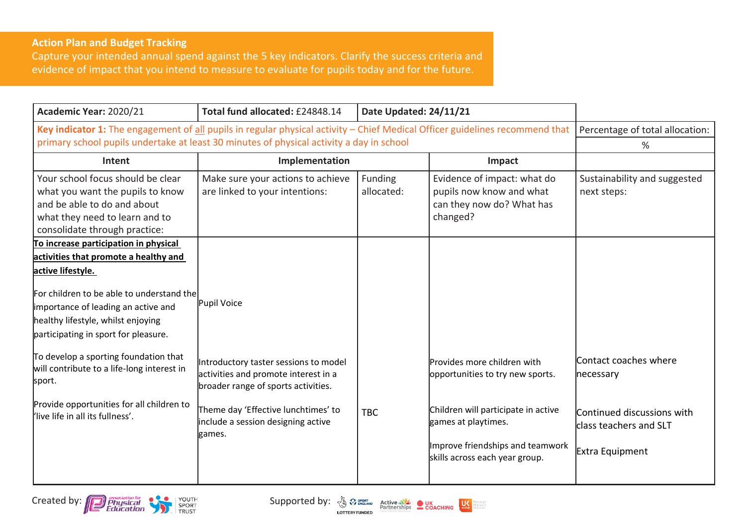## Action Plan and Budget Tracking

Capture your intended annual spend against the 5 key indicators. Clarify the success criteria and evidence of impact that you intend to measure to evaluate for pupils today and for the future.

| **Academic Year:** 2020/21 | **Total fund allocated:** £24848.14 | **Date Updated: 24/11/21** | | |
|---|---|---|---|---|
| **Key indicator 1:** The engagement of all pupils in regular physical activity – Chief Medical Officer guidelines recommend that primary school pupils undertake at least 30 minutes of physical activity a day in school | | | | Percentage of total allocation: |
| | | | | % |
| **Intent** | **Implementation** | | **Impact** | |
| Your school focus should be clear what you want the pupils to know and be able to do and about what they need to learn and to consolidate through practice: | Make sure your actions to achieve are linked to your intentions: | Funding allocated: | Evidence of impact: what do pupils now know and what can they now do? What has changed? | Sustainability and suggested next steps: |
| **To increase participation in physical activities that promote a healthy and active lifestyle.**<br><br>For children to be able to understand the importance of leading an active and healthy lifestyle, whilst enjoying participating in sport for pleasure.<br><br>To develop a sporting foundation that will contribute to a life-long interest in sport.<br><br>Provide opportunities for all children to 'live life in all its fullness'. | Pupil Voice<br><br>Introductory taster sessions to model activities and promote interest in a broader range of sports activities.<br><br>Theme day 'Effective lunchtimes' to include a session designing active games. | TBC | Provides more children with opportunities to try new sports.<br><br>Children will participate in active games at playtimes.<br><br>Improve friendships and teamwork skills across each year group. | Contact coaches where necessary<br><br>Continued discussions with class teachers and SLT<br><br>Extra Equipment |

Created by: Association for Physical Education, Youth Sport Trust

Supported by: Sport England (Lottery Funded), Active Partnerships, UK Coaching, UK Active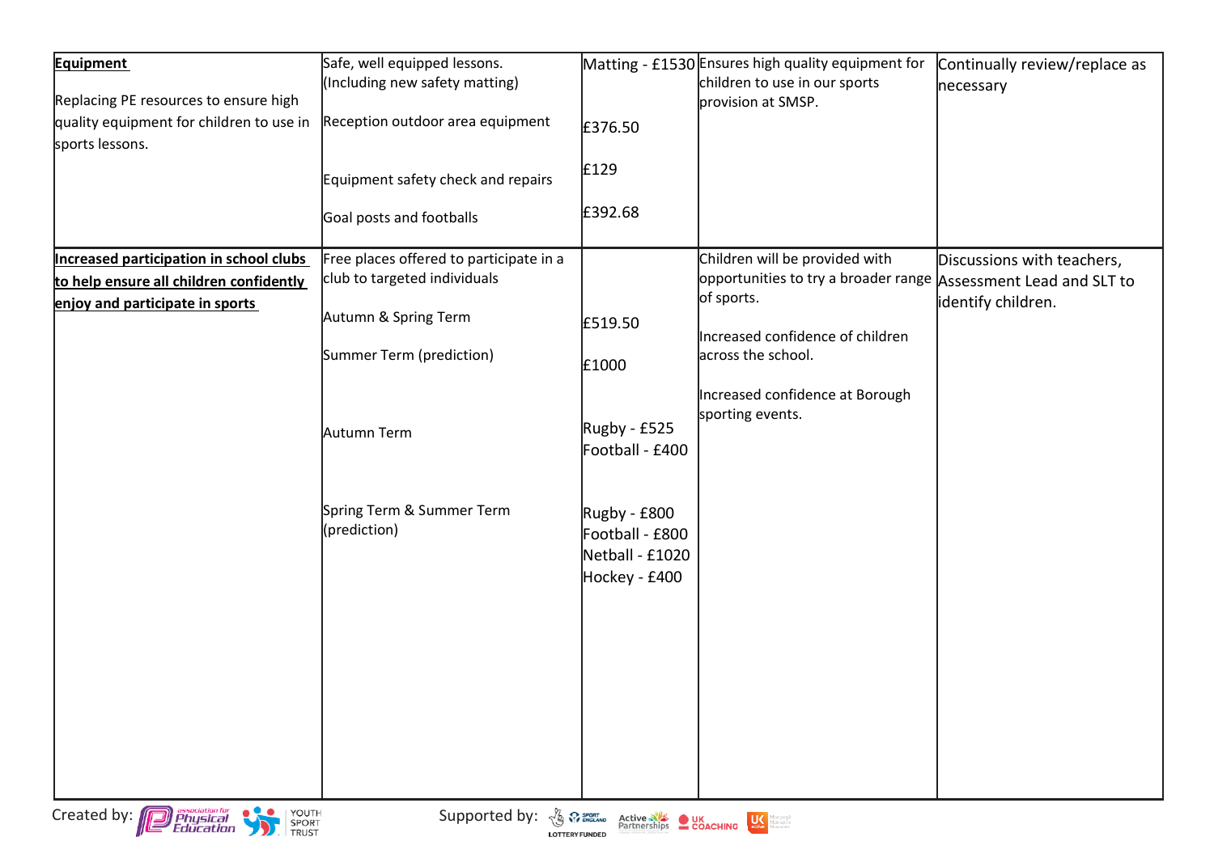| | | | | |
|---|---|---|---|---|
| **Equipment**<br><br>Replacing PE resources to ensure high quality equipment for children to use in sports lessons. | Safe, well equipped lessons. (Including new safety matting)<br><br>Reception outdoor area equipment<br><br>Equipment safety check and repairs<br><br>Goal posts and footballs | Matting - £1530<br><br>£376.50<br><br>£129<br><br>£392.68 | Ensures high quality equipment for children to use in our sports provision at SMSP. | Continually review/replace as necessary |
| **Increased participation in school clubs to help ensure all children confidently enjoy and participate in sports** | Free places offered to participate in a club to targeted individuals<br><br>Autumn & Spring Term<br><br>Summer Term (prediction)<br><br>Autumn Term<br><br>Spring Term & Summer Term (prediction) | <br><br>£519.50<br><br>£1000<br><br>Rugby - £525<br>Football - £400<br><br>Rugby - £800<br>Football - £800<br>Netball - £1020<br>Hockey - £400 | Children will be provided with opportunities to try a broader range of sports.<br><br>Increased confidence of children across the school.<br><br>Increased confidence at Borough sporting events. | Discussions with teachers, Assessment Lead and SLT to identify children. |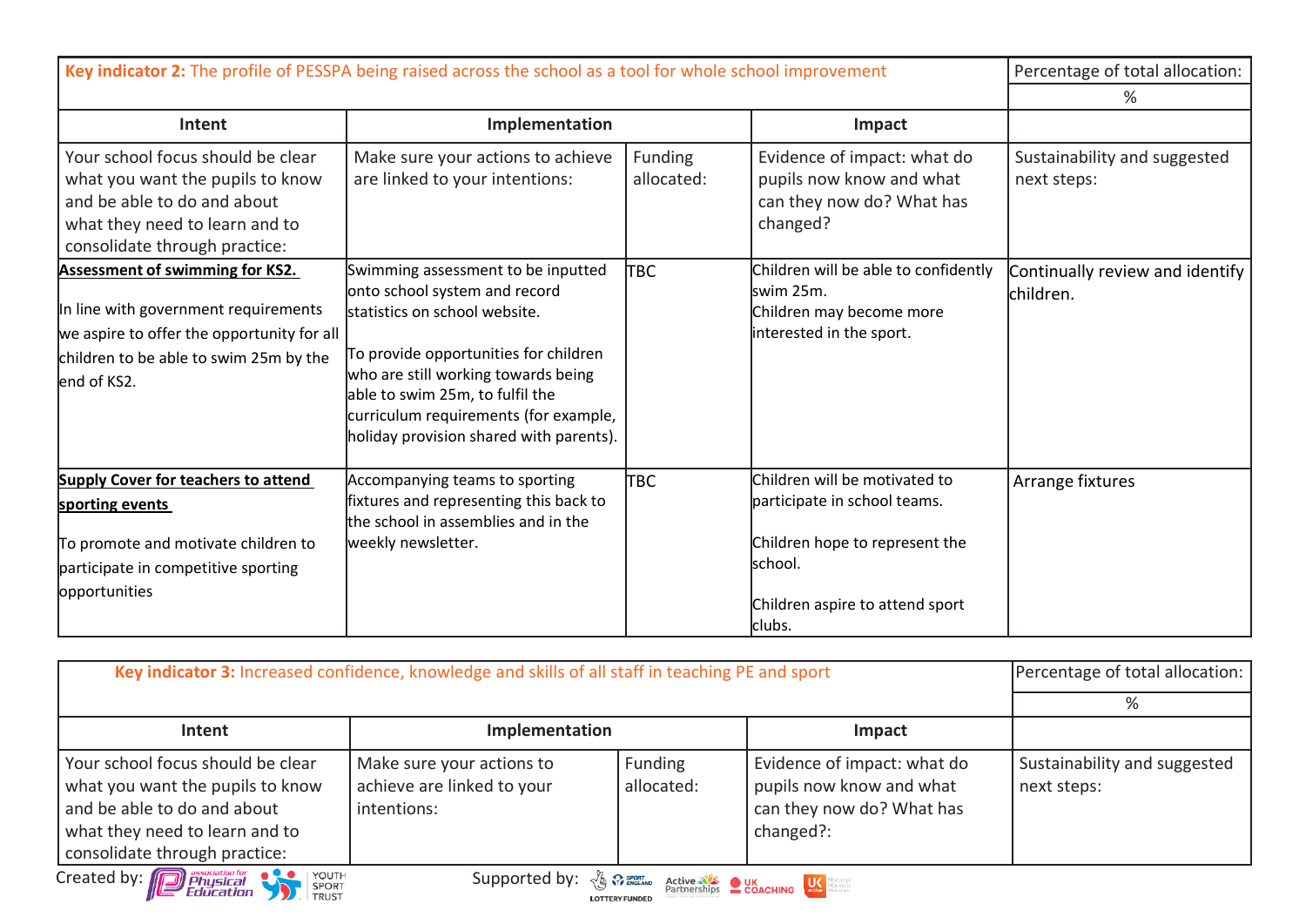| **Key indicator 2:** The profile of PESSPA being raised across the school as a tool for whole school improvement | | | | Percentage of total allocation: |
|---|---|---|---|---|
| | | | | % |
| **Intent** | **Implementation** | | **Impact** | |
| Your school focus should be clear what you want the pupils to know and be able to do and about what they need to learn and to consolidate through practice: | Make sure your actions to achieve are linked to your intentions: | Funding allocated: | Evidence of impact: what do pupils now know and what can they now do? What has changed? | Sustainability and suggested next steps: |
| **Assessment of swimming for KS2.** <br><br> In line with government requirements we aspire to offer the opportunity for all children to be able to swim 25m by the end of KS2. | Swimming assessment to be inputted onto school system and record statistics on school website. <br><br> To provide opportunities for children who are still working towards being able to swim 25m, to fulfil the curriculum requirements (for example, holiday provision shared with parents). | TBC | Children will be able to confidently swim 25m. <br> Children may become more interested in the sport. | Continually review and identify children. |
| **Supply Cover for teachers to attend sporting events** <br><br> To promote and motivate children to participate in competitive sporting opportunities | Accompanying teams to sporting fixtures and representing this back to the school in assemblies and in the weekly newsletter. | TBC | Children will be motivated to participate in school teams. <br><br> Children hope to represent the school. <br><br> Children aspire to attend sport clubs. | Arrange fixtures |

| **Key indicator 3:** Increased confidence, knowledge and skills of all staff in teaching PE and sport | | | | Percentage of total allocation: |
|---|---|---|---|---|
| | | | | % |
| **Intent** | **Implementation** | | **Impact** | |
| Your school focus should be clear what you want the pupils to know and be able to do and about what they need to learn and to consolidate through practice: | Make sure your actions to achieve are linked to your intentions: | Funding allocated: | Evidence of impact: what do pupils now know and what can they now do? What has changed?: | Sustainability and suggested next steps: |

Created by: association for Physical Education, Youth Sport Trust

Supported by: Sport England (Lottery Funded), Active Partnerships, UK Coaching, UK Active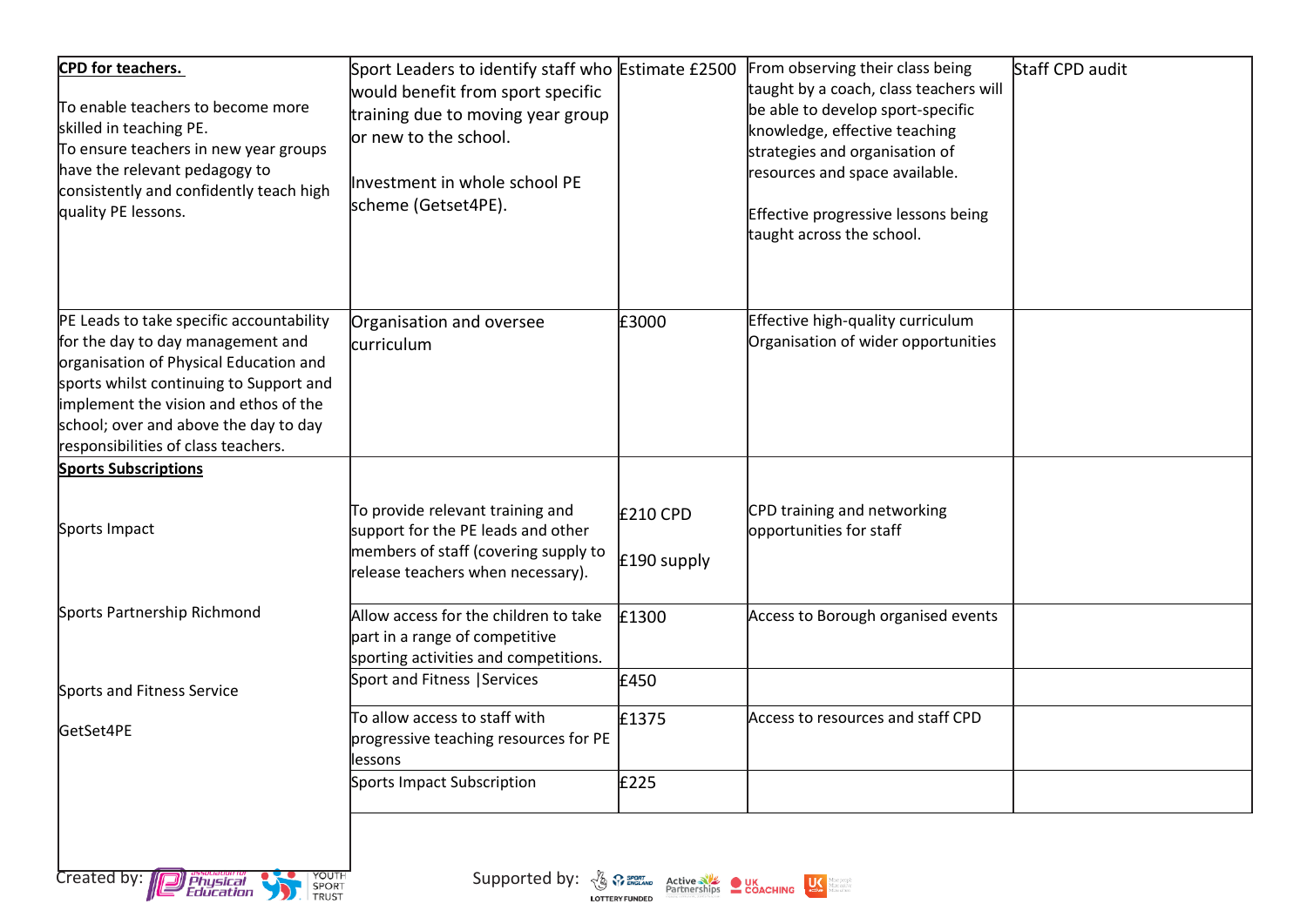| | | | | |
|---|---|---|---|---|
| **CPD for teachers.** <br><br>To enable teachers to become more skilled in teaching PE.<br>To ensure teachers in new year groups have the relevant pedagogy to consistently and confidently teach high quality PE lessons. | Sport Leaders to identify staff who would benefit from sport specific training due to moving year group or new to the school.<br><br>Investment in whole school PE scheme (Getset4PE). | Estimate £2500 | From observing their class being taught by a coach, class teachers will be able to develop sport-specific knowledge, effective teaching strategies and organisation of resources and space available.<br><br>Effective progressive lessons being taught across the school. | Staff CPD audit |
| PE Leads to take specific accountability for the day to day management and organisation of Physical Education and sports whilst continuing to Support and implement the vision and ethos of the school; over and above the day to day responsibilities of class teachers. | Organisation and oversee curriculum | £3000 | Effective high-quality curriculum<br>Organisation of wider opportunities | |
| **Sports Subscriptions**<br><br>Sports Impact | To provide relevant training and support for the PE leads and other members of staff (covering supply to release teachers when necessary). | £210 CPD<br><br>£190 supply | CPD training and networking opportunities for staff | |
| Sports Partnership Richmond | Allow access for the children to take part in a range of competitive sporting activities and competitions. | £1300 | Access to Borough organised events | |
| Sports and Fitness Service | Sport and Fitness \|Services | £450 | | |
| GetSet4PE | To allow access to staff with progressive teaching resources for PE lessons | £1375 | Access to resources and staff CPD | |
| | Sports Impact Subscription | £225 | | |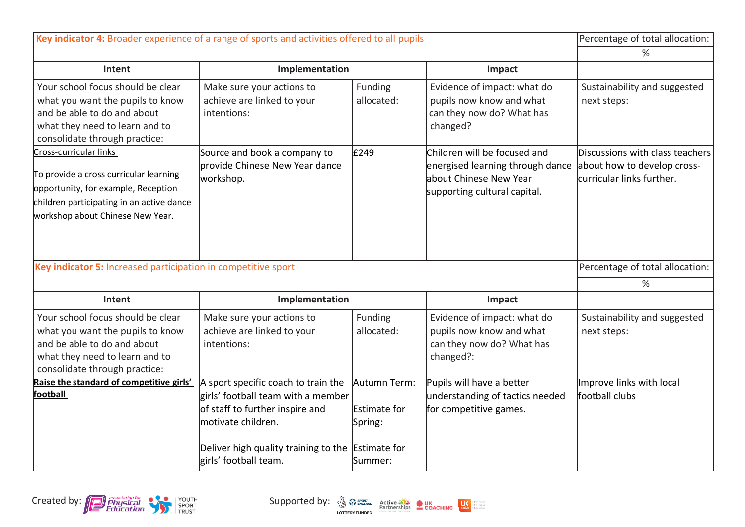| **Key indicator 4:** Broader experience of a range of sports and activities offered to all pupils | | | | Percentage of total allocation: |
|---|---|---|---|---|
| | | | | % |
| **Intent** | **Implementation** | | **Impact** | |
| Your school focus should be clear what you want the pupils to know and be able to do and about what they need to learn and to consolidate through practice: | Make sure your actions to achieve are linked to your intentions: | Funding allocated: | Evidence of impact: what do pupils now know and what can they now do? What has changed? | Sustainability and suggested next steps: |
| Cross-curricular links<br><br>To provide a cross curricular learning opportunity, for example, Reception children participating in an active dance workshop about Chinese New Year. | Source and book a company to provide Chinese New Year dance workshop. | £249 | Children will be focused and energised learning through dance about Chinese New Year supporting cultural capital. | Discussions with class teachers about how to develop cross-curricular links further. |

| **Key indicator 5:** Increased participation in competitive sport | | | | Percentage of total allocation: |
|---|---|---|---|---|
| | | | | % |
| **Intent** | **Implementation** | | **Impact** | |
| Your school focus should be clear what you want the pupils to know and be able to do and about what they need to learn and to consolidate through practice: | Make sure your actions to achieve are linked to your intentions: | Funding allocated: | Evidence of impact: what do pupils now know and what can they now do? What has changed?: | Sustainability and suggested next steps: |
| **Raise the standard of competitive girls' football** | A sport specific coach to train the girls' football team with a member of staff to further inspire and motivate children.<br><br>Deliver high quality training to the girls' football team. | Autumn Term:<br><br>Estimate for Spring:<br><br>Estimate for Summer: | Pupils will have a better understanding of tactics needed for competitive games. | Improve links with local football clubs |

Created by: Association for Physical Education, Youth Sport Trust

Supported by: Sport England (Lottery Funded), Active Partnerships, UK Coaching, UK Active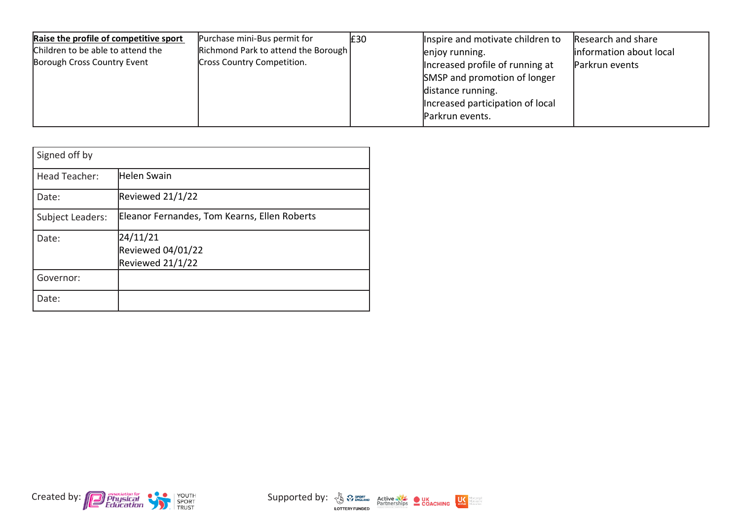| | | | | |
|---|---|---|---|---|
| **Raise the profile of competitive sport** Children to be able to attend the Borough Cross Country Event | Purchase mini-Bus permit for Richmond Park to attend the Borough Cross Country Competition. | £30 | Inspire and motivate children to enjoy running.<br>Increased profile of running at SMSP and promotion of longer distance running.<br>Increased participation of local Parkrun events. | Research and share information about local Parkrun events |

| Signed off by | |
|---|---|
| Head Teacher: | Helen Swain |
| Date: | Reviewed 21/1/22 |
| Subject Leaders: | Eleanor Fernandes, Tom Kearns, Ellen Roberts |
| Date: | 24/11/21<br>Reviewed 04/01/22<br>Reviewed 21/1/22 |
| Governor: | |
| Date: | |

Created by: association for Physical Education, YOUTH SPORT TRUST

Supported by: SPORT ENGLAND LOTTERY FUNDED, Active Partnerships, UK COACHING, UK active